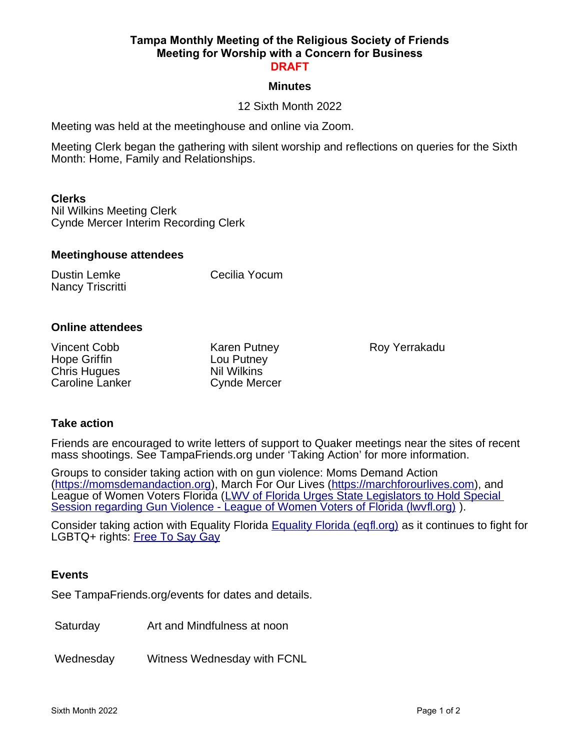# Tampa Monthly Meeting of the Religious Society of Friends
## Meeting for Worship with a Concern for Business
**DRAFT**

### Minutes

12 Sixth Month 2022

Meeting was held at the meetinghouse and online via Zoom.

Meeting Clerk began the gathering with silent worship and reflections on queries for the Sixth Month: Home, Family and Relationships.

**Clerks**
Nil Wilkins Meeting Clerk
Cynde Mercer Interim Recording Clerk

**Meetinghouse attendees**

Dustin Lemke
Nancy Triscritti
Cecilia Yocum

**Online attendees**

Vincent Cobb
Hope Griffin
Chris Hugues
Caroline Lanker
Karen Putney
Lou Putney
Nil Wilkins
Cynde Mercer
Roy Yerrakadu

**Take action**

Friends are encouraged to write letters of support to Quaker meetings near the sites of recent mass shootings. See TampaFriends.org under 'Taking Action' for more information.

Groups to consider taking action with on gun violence: Moms Demand Action (https://momsdemandaction.org), March For Our Lives (https://marchforourlives.com), and League of Women Voters Florida (LWV of Florida Urges State Legislators to Hold Special Session regarding Gun Violence - League of Women Voters of Florida (lwvfl.org) ).

Consider taking action with Equality Florida Equality Florida (eqfl.org) as it continues to fight for LGBTQ+ rights: Free To Say Gay

**Events**

See TampaFriends.org/events for dates and details.

| | |
|---|---|
| Saturday | Art and Mindfulness at noon |
| Wednesday | Witness Wednesday with FCNL |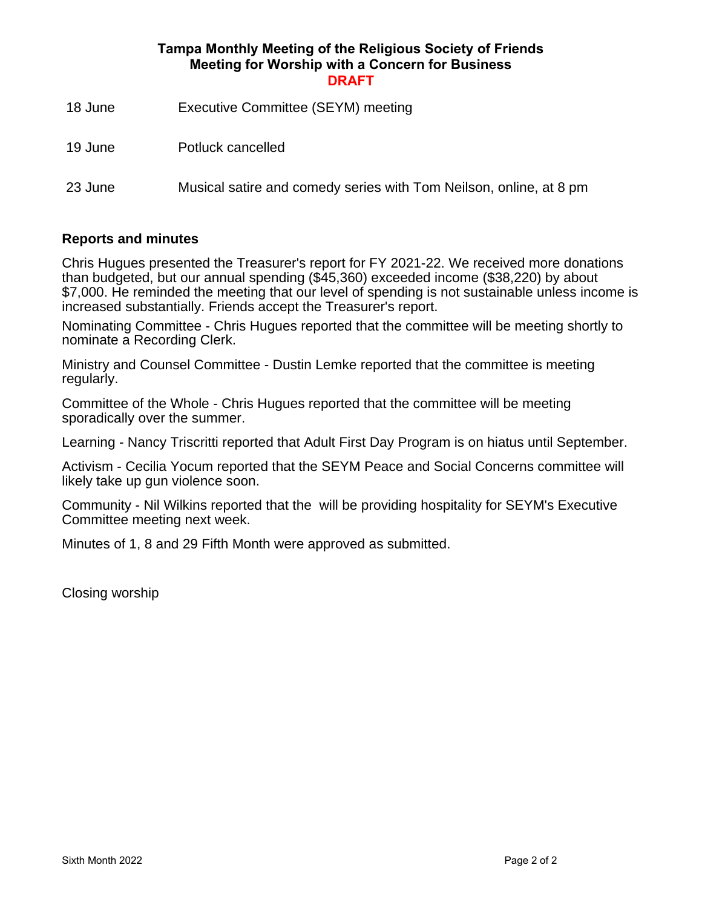**Tampa Monthly Meeting of the Religious Society of Friends**
**Meeting for Worship with a Concern for Business**
**DRAFT**

| | |
|---|---|
| 18 June | Executive Committee (SEYM) meeting |
| 19 June | Potluck cancelled |
| 23 June | Musical satire and comedy series with Tom Neilson, online, at 8 pm |

### Reports and minutes

Chris Hugues presented the Treasurer's report for FY 2021-22. We received more donations than budgeted, but our annual spending ($45,360) exceeded income ($38,220) by about $7,000. He reminded the meeting that our level of spending is not sustainable unless income is increased substantially. Friends accept the Treasurer's report.

Nominating Committee - Chris Hugues reported that the committee will be meeting shortly to nominate a Recording Clerk.

Ministry and Counsel Committee - Dustin Lemke reported that the committee is meeting regularly.

Committee of the Whole - Chris Hugues reported that the committee will be meeting sporadically over the summer.

Learning - Nancy Triscritti reported that Adult First Day Program is on hiatus until September.

Activism - Cecilia Yocum reported that the SEYM Peace and Social Concerns committee will likely take up gun violence soon.

Community - Nil Wilkins reported that the  will be providing hospitality for SEYM's Executive Committee meeting next week.

Minutes of 1, 8 and 29 Fifth Month were approved as submitted.

Closing worship